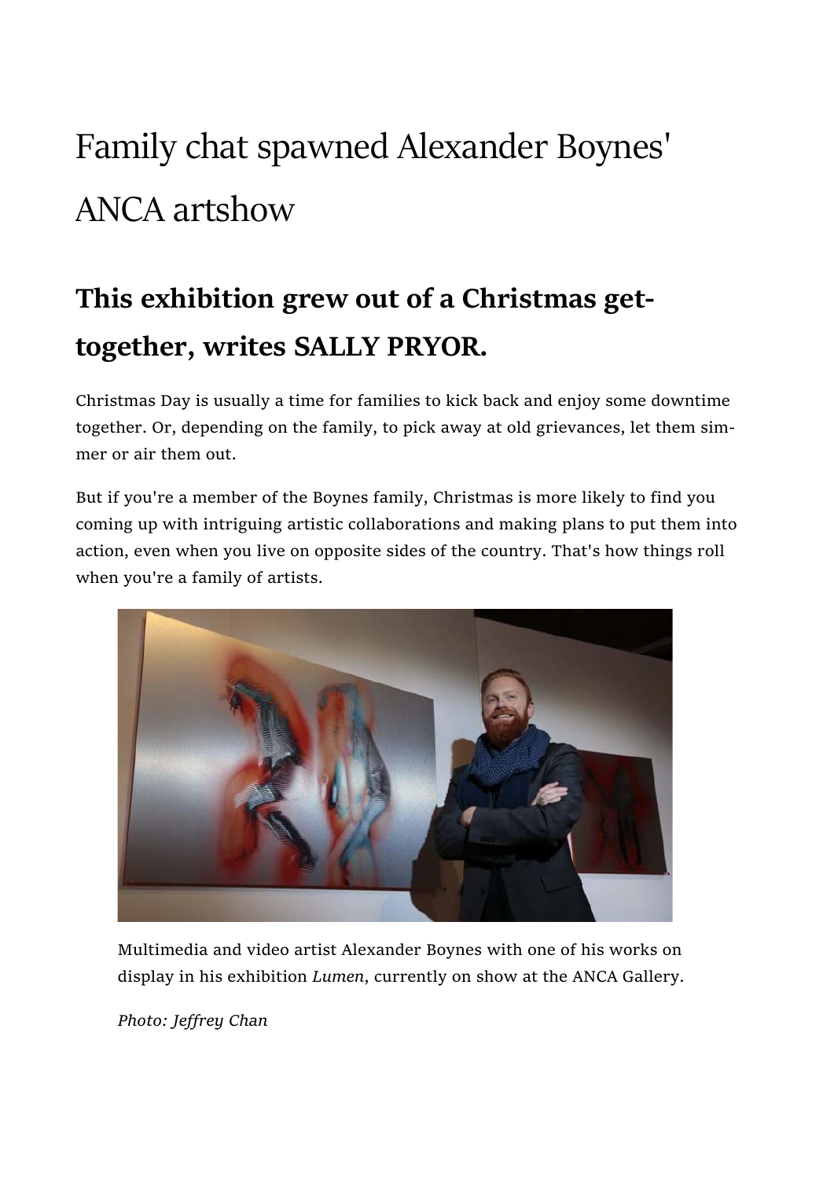# Family chat spawned Alexander Boynes' ANCA artshow

## This exhibition grew out of a Christmas get-together, writes SALLY PRYOR.

Christmas Day is usually a time for families to kick back and enjoy some downtime together. Or, depending on the family, to pick away at old grievances, let them simmer or air them out.

But if you're a member of the Boynes family, Christmas is more likely to find you coming up with intriguing artistic collaborations and making plans to put them into action, even when you live on opposite sides of the country. That's how things roll when you're a family of artists.

Multimedia and video artist Alexander Boynes with one of his works on display in his exhibition *Lumen*, currently on show at the ANCA Gallery.

*Photo: Jeffrey Chan*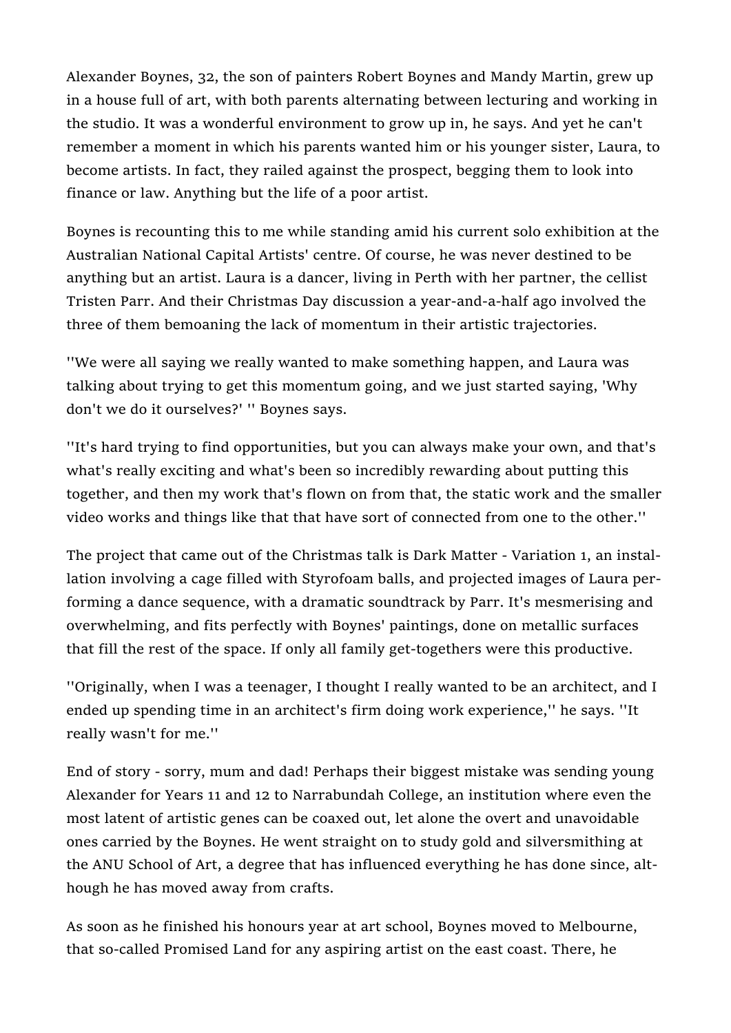Alexander Boynes, 32, the son of painters Robert Boynes and Mandy Martin, grew up in a house full of art, with both parents alternating between lecturing and working in the studio. It was a wonderful environment to grow up in, he says. And yet he can't remember a moment in which his parents wanted him or his younger sister, Laura, to become artists. In fact, they railed against the prospect, begging them to look into finance or law. Anything but the life of a poor artist.

Boynes is recounting this to me while standing amid his current solo exhibition at the Australian National Capital Artists' centre. Of course, he was never destined to be anything but an artist. Laura is a dancer, living in Perth with her partner, the cellist Tristen Parr. And their Christmas Day discussion a year-and-a-half ago involved the three of them bemoaning the lack of momentum in their artistic trajectories.

''We were all saying we really wanted to make something happen, and Laura was talking about trying to get this momentum going, and we just started saying, 'Why don't we do it ourselves?' '' Boynes says.

''It's hard trying to find opportunities, but you can always make your own, and that's what's really exciting and what's been so incredibly rewarding about putting this together, and then my work that's flown on from that, the static work and the smaller video works and things like that that have sort of connected from one to the other.''

The project that came out of the Christmas talk is Dark Matter - Variation 1, an installation involving a cage filled with Styrofoam balls, and projected images of Laura performing a dance sequence, with a dramatic soundtrack by Parr. It's mesmerising and overwhelming, and fits perfectly with Boynes' paintings, done on metallic surfaces that fill the rest of the space. If only all family get-togethers were this productive.

''Originally, when I was a teenager, I thought I really wanted to be an architect, and I ended up spending time in an architect's firm doing work experience,'' he says. ''It really wasn't for me.''

End of story - sorry, mum and dad! Perhaps their biggest mistake was sending young Alexander for Years 11 and 12 to Narrabundah College, an institution where even the most latent of artistic genes can be coaxed out, let alone the overt and unavoidable ones carried by the Boynes. He went straight on to study gold and silversmithing at the ANU School of Art, a degree that has influenced everything he has done since, although he has moved away from crafts.

As soon as he finished his honours year at art school, Boynes moved to Melbourne, that so-called Promised Land for any aspiring artist on the east coast. There, he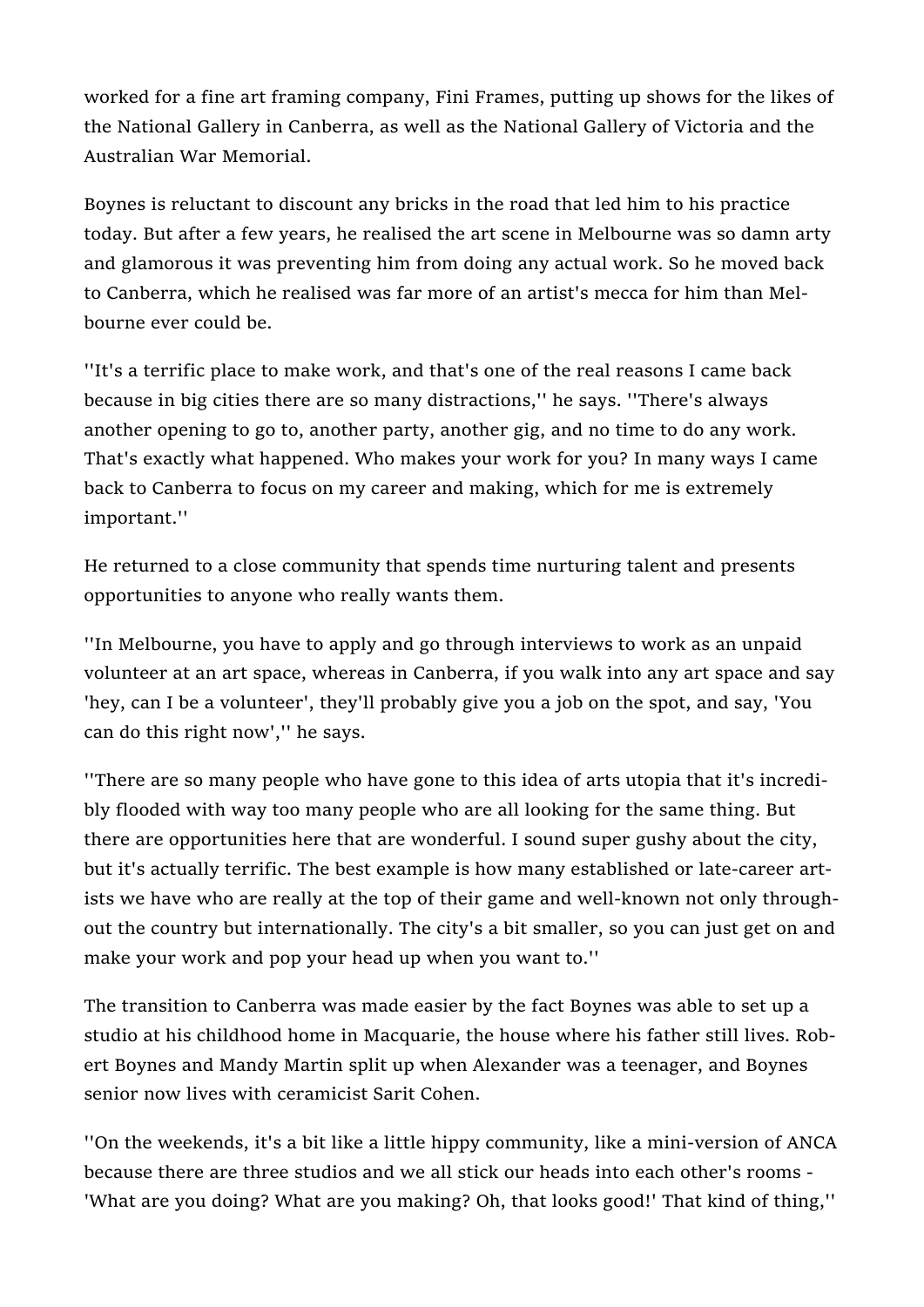worked for a fine art framing company, Fini Frames, putting up shows for the likes of the National Gallery in Canberra, as well as the National Gallery of Victoria and the Australian War Memorial.

Boynes is reluctant to discount any bricks in the road that led him to his practice today. But after a few years, he realised the art scene in Melbourne was so damn arty and glamorous it was preventing him from doing any actual work. So he moved back to Canberra, which he realised was far more of an artist's mecca for him than Melbourne ever could be.

''It's a terrific place to make work, and that's one of the real reasons I came back because in big cities there are so many distractions,'' he says. ''There's always another opening to go to, another party, another gig, and no time to do any work. That's exactly what happened. Who makes your work for you? In many ways I came back to Canberra to focus on my career and making, which for me is extremely important.''

He returned to a close community that spends time nurturing talent and presents opportunities to anyone who really wants them.

''In Melbourne, you have to apply and go through interviews to work as an unpaid volunteer at an art space, whereas in Canberra, if you walk into any art space and say 'hey, can I be a volunteer', they'll probably give you a job on the spot, and say, 'You can do this right now','' he says.

''There are so many people who have gone to this idea of arts utopia that it's incredibly flooded with way too many people who are all looking for the same thing. But there are opportunities here that are wonderful. I sound super gushy about the city, but it's actually terrific. The best example is how many established or late-career artists we have who are really at the top of their game and well-known not only throughout the country but internationally. The city's a bit smaller, so you can just get on and make your work and pop your head up when you want to.''

The transition to Canberra was made easier by the fact Boynes was able to set up a studio at his childhood home in Macquarie, the house where his father still lives. Robert Boynes and Mandy Martin split up when Alexander was a teenager, and Boynes senior now lives with ceramicist Sarit Cohen.

''On the weekends, it's a bit like a little hippy community, like a mini-version of ANCA because there are three studios and we all stick our heads into each other's rooms - 'What are you doing? What are you making? Oh, that looks good!' That kind of thing,''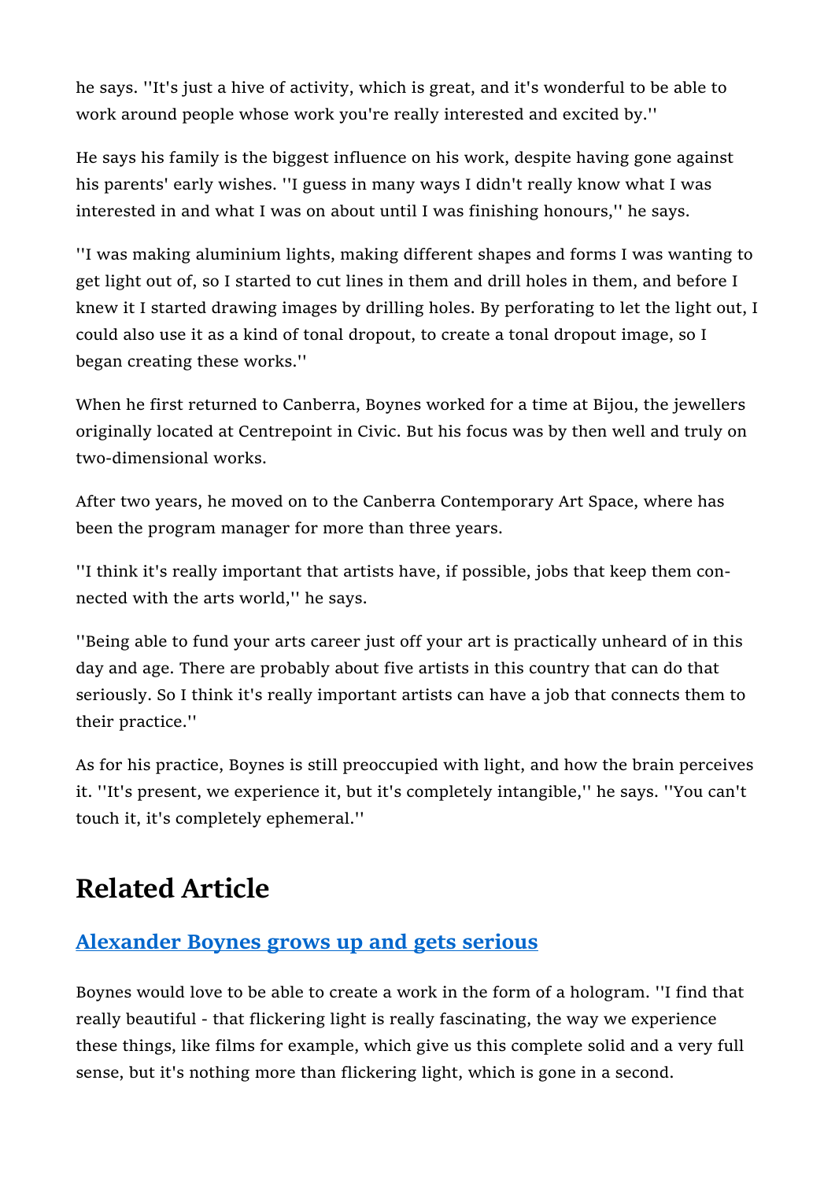he says. ''It's just a hive of activity, which is great, and it's wonderful to be able to work around people whose work you're really interested and excited by.''

He says his family is the biggest influence on his work, despite having gone against his parents' early wishes. ''I guess in many ways I didn't really know what I was interested in and what I was on about until I was finishing honours,'' he says.

''I was making aluminium lights, making different shapes and forms I was wanting to get light out of, so I started to cut lines in them and drill holes in them, and before I knew it I started drawing images by drilling holes. By perforating to let the light out, I could also use it as a kind of tonal dropout, to create a tonal dropout image, so I began creating these works.''

When he first returned to Canberra, Boynes worked for a time at Bijou, the jewellers originally located at Centrepoint in Civic. But his focus was by then well and truly on two-dimensional works.

After two years, he moved on to the Canberra Contemporary Art Space, where has been the program manager for more than three years.

''I think it's really important that artists have, if possible, jobs that keep them connected with the arts world,'' he says.

''Being able to fund your arts career just off your art is practically unheard of in this day and age. There are probably about five artists in this country that can do that seriously. So I think it's really important artists can have a job that connects them to their practice.''

As for his practice, Boynes is still preoccupied with light, and how the brain perceives it. ''It's present, we experience it, but it's completely intangible,'' he says. ''You can't touch it, it's completely ephemeral.''

## Related Article

### Alexander Boynes grows up and gets serious

Boynes would love to be able to create a work in the form of a hologram. ''I find that really beautiful - that flickering light is really fascinating, the way we experience these things, like films for example, which give us this complete solid and a very full sense, but it's nothing more than flickering light, which is gone in a second.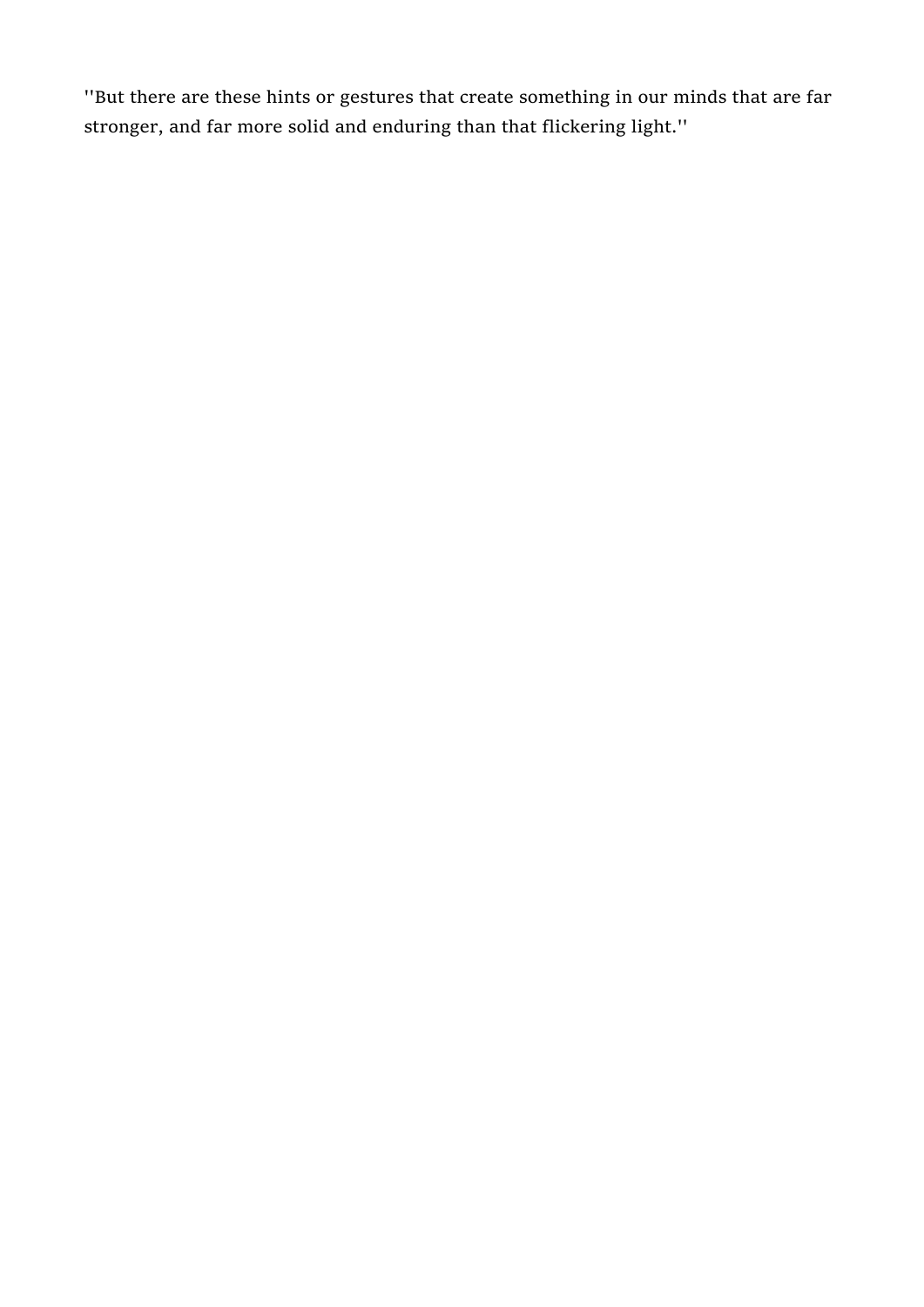''But there are these hints or gestures that create something in our minds that are far stronger, and far more solid and enduring than that flickering light.''